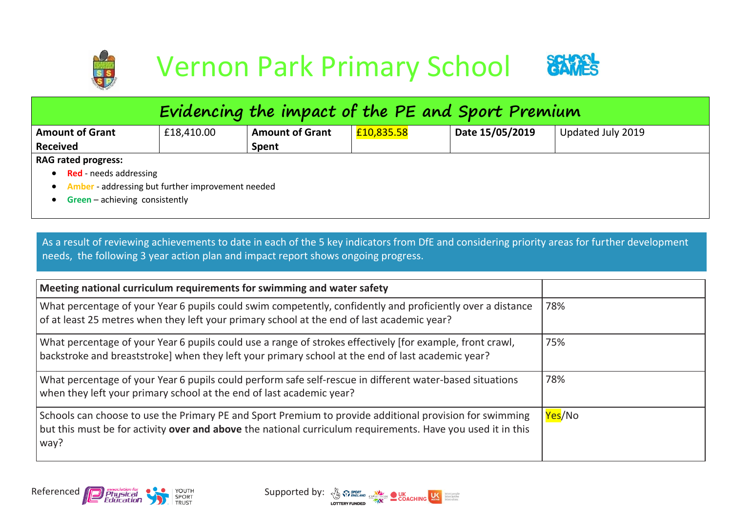# Vernon Park Primary School

## Evidencing the impact of the PE and Sport Premium

| Amount of Grant Received | £18,410.00 | Amount of Grant Spent | £10,835.58 | Date 15/05/2019 | Updated July 2019 |
|---|---|---|---|---|---|

**RAG rated progress:**

- **Red** - needs addressing
- **Amber** - addressing but further improvement needed
- **Green** – achieving consistently

As a result of reviewing achievements to date in each of the 5 key indicators from DfE and considering priority areas for further development needs, the following 3 year action plan and impact report shows ongoing progress.

| Meeting national curriculum requirements for swimming and water safety | |
|---|---|
| What percentage of your Year 6 pupils could swim competently, confidently and proficiently over a distance of at least 25 metres when they left your primary school at the end of last academic year? | 78% |
| What percentage of your Year 6 pupils could use a range of strokes effectively [for example, front crawl, backstroke and breaststroke] when they left your primary school at the end of last academic year? | 75% |
| What percentage of your Year 6 pupils could perform safe self-rescue in different water-based situations when they left your primary school at the end of last academic year? | 78% |
| Schools can choose to use the Primary PE and Sport Premium to provide additional provision for swimming but this must be for activity **over and above** the national curriculum requirements. Have you used it in this way? | Yes/No |

Referenced

Supported by: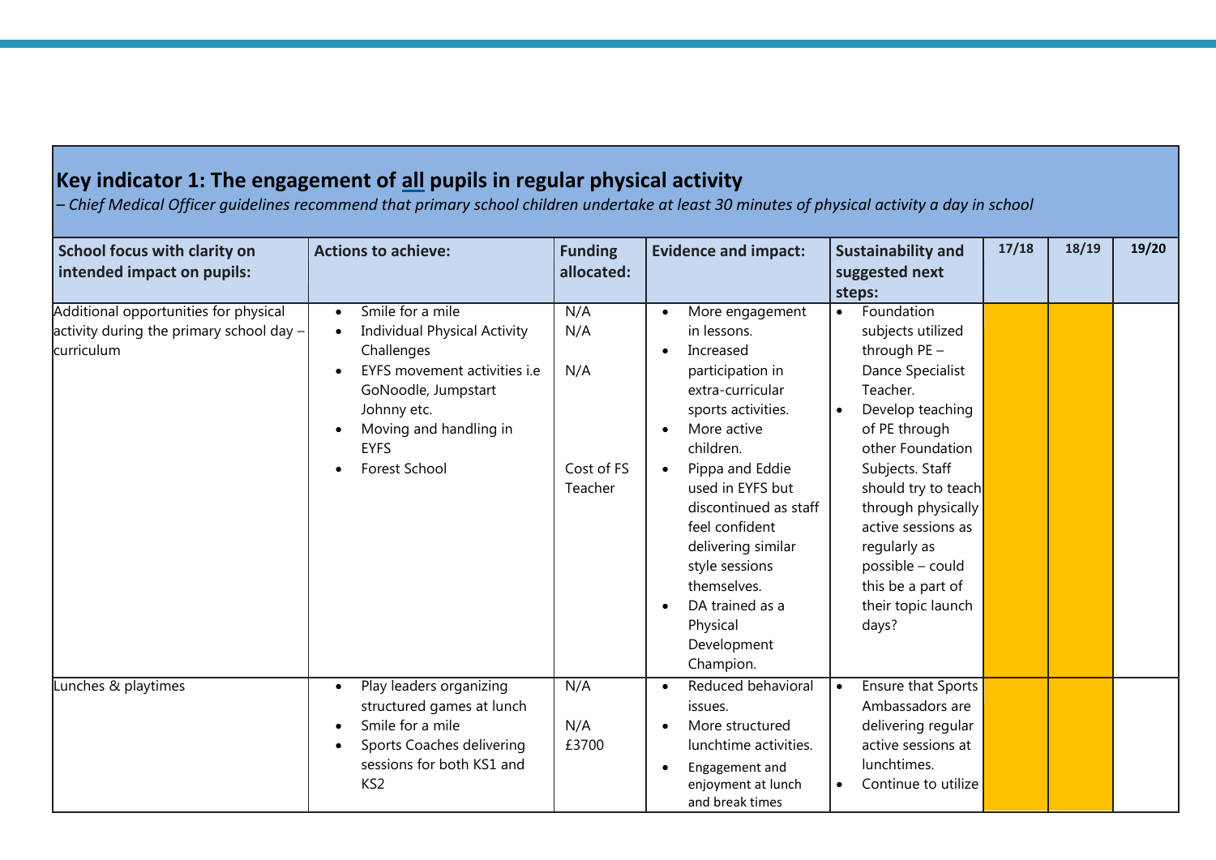## Key indicator 1: The engagement of all pupils in regular physical activity

*– Chief Medical Officer guidelines recommend that primary school children undertake at least 30 minutes of physical activity a day in school*

| School focus with clarity on intended impact on pupils: | Actions to achieve: | Funding allocated: | Evidence and impact: | Sustainability and suggested next steps: | 17/18 | 18/19 | 19/20 |
|---|---|---|---|---|---|---|---|
| Additional opportunities for physical activity during the primary school day – curriculum | • Smile for a mile<br>• Individual Physical Activity Challenges<br>• EYFS movement activities i.e GoNoodle, Jumpstart Johnny etc.<br>• Moving and handling in EYFS<br>• Forest School | N/A<br>N/A<br>N/A<br><br>Cost of FS Teacher | • More engagement in lessons.<br>• Increased participation in extra-curricular sports activities.<br>• More active children.<br>• Pippa and Eddie used in EYFS but discontinued as staff feel confident delivering similar style sessions themselves.<br>• DA trained as a Physical Development Champion. | • Foundation subjects utilized through PE – Dance Specialist Teacher.<br>• Develop teaching of PE through other Foundation Subjects. Staff should try to teach through physically active sessions as regularly as possible – could this be a part of their topic launch days? | | | |
| Lunches & playtimes | • Play leaders organizing structured games at lunch<br>• Smile for a mile<br>• Sports Coaches delivering sessions for both KS1 and KS2 | N/A<br>N/A<br>£3700 | • Reduced behavioral issues.<br>• More structured lunchtime activities.<br>• Engagement and enjoyment at lunch and break times | • Ensure that Sports Ambassadors are delivering regular active sessions at lunchtimes.<br>• Continue to utilize | | | |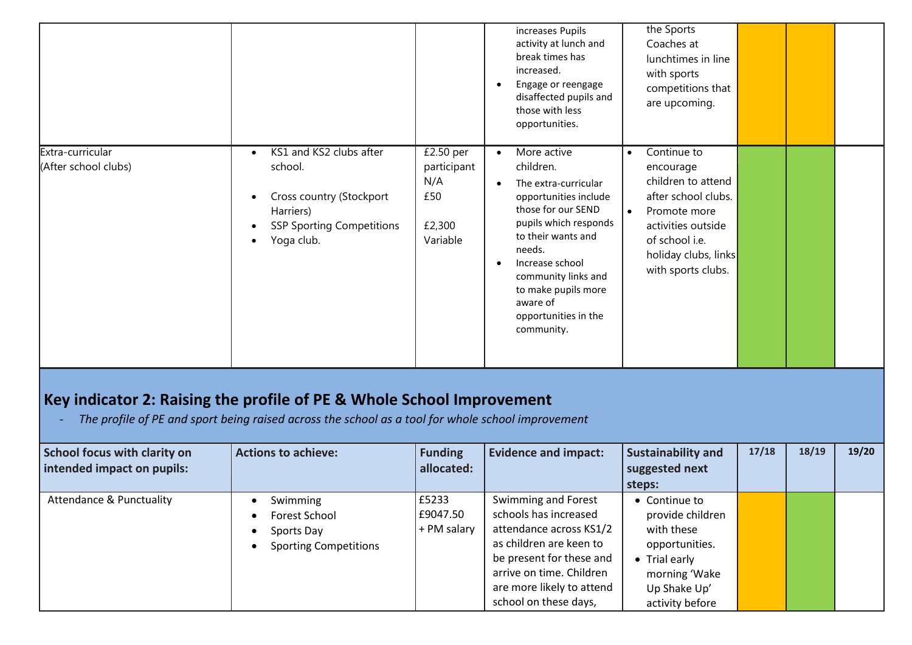| | | | | | | | |
|---|---|---|---|---|---|---|---|
| | | | • increases Pupils activity at lunch and break times has increased.<br>• Engage or reengage disaffected pupils and those with less opportunities. | the Sports Coaches at lunchtimes in line with sports competitions that are upcoming. | | | |
| Extra-curricular (After school clubs) | • KS1 and KS2 clubs after school.<br>• Cross country (Stockport Harriers)<br>• SSP Sporting Competitions<br>• Yoga club. | £2.50 per participant<br>N/A<br>£50<br>£2,300<br>Variable | • More active children.<br>• The extra-curricular opportunities include those for our SEND pupils which responds to their wants and needs.<br>• Increase school community links and to make pupils more aware of opportunities in the community. | • Continue to encourage children to attend after school clubs.<br>• Promote more activities outside of school i.e. holiday clubs, links with sports clubs. | | | |

## Key indicator 2: Raising the profile of PE & Whole School Improvement

- *The profile of PE and sport being raised across the school as a tool for whole school improvement*

| School focus with clarity on intended impact on pupils: | Actions to achieve: | Funding allocated: | Evidence and impact: | Sustainability and suggested next steps: | 17/18 | 18/19 | 19/20 |
|---|---|---|---|---|---|---|---|
| Attendance & Punctuality | • Swimming<br>• Forest School<br>• Sports Day<br>• Sporting Competitions | £5233<br>£9047.50<br>+ PM salary | Swimming and Forest schools has increased attendance across KS1/2 as children are keen to be present for these and arrive on time. Children are more likely to attend school on these days, | • Continue to provide children with these opportunities.<br>• Trial early morning 'Wake Up Shake Up' activity before | | | |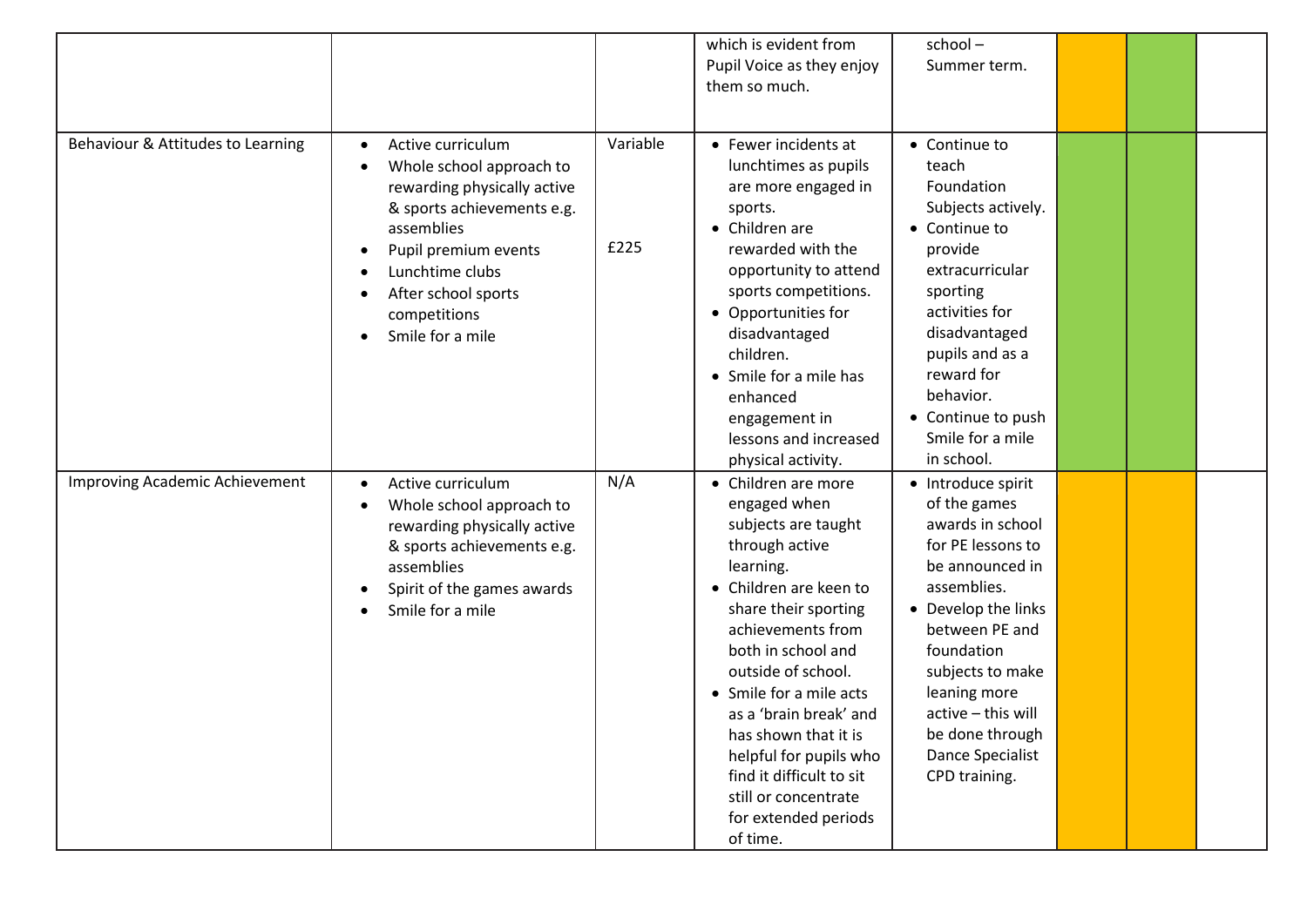| | | | | | | | |
|---|---|---|---|---|---|---|---|
| | | | which is evident from Pupil Voice as they enjoy them so much. | school – Summer term. | | | |
| Behaviour & Attitudes to Learning | • Active curriculum<br>• Whole school approach to rewarding physically active & sports achievements e.g. assemblies<br>• Pupil premium events<br>• Lunchtime clubs<br>• After school sports competitions<br>• Smile for a mile | Variable<br><br>£225 | • Fewer incidents at lunchtimes as pupils are more engaged in sports.<br>• Children are rewarded with the opportunity to attend sports competitions.<br>• Opportunities for disadvantaged children.<br>• Smile for a mile has enhanced engagement in lessons and increased physical activity. | • Continue to teach Foundation Subjects actively.<br>• Continue to provide extracurricular sporting activities for disadvantaged pupils and as a reward for behavior.<br>• Continue to push Smile for a mile in school. | | | |
| Improving Academic Achievement | • Active curriculum<br>• Whole school approach to rewarding physically active & sports achievements e.g. assemblies<br>• Spirit of the games awards<br>• Smile for a mile | N/A | • Children are more engaged when subjects are taught through active learning.<br>• Children are keen to share their sporting achievements from both in school and outside of school.<br>• Smile for a mile acts as a 'brain break' and has shown that it is helpful for pupils who find it difficult to sit still or concentrate for extended periods of time. | • Introduce spirit of the games awards in school for PE lessons to be announced in assemblies.<br>• Develop the links between PE and foundation subjects to make leaning more active – this will be done through Dance Specialist CPD training. | | | |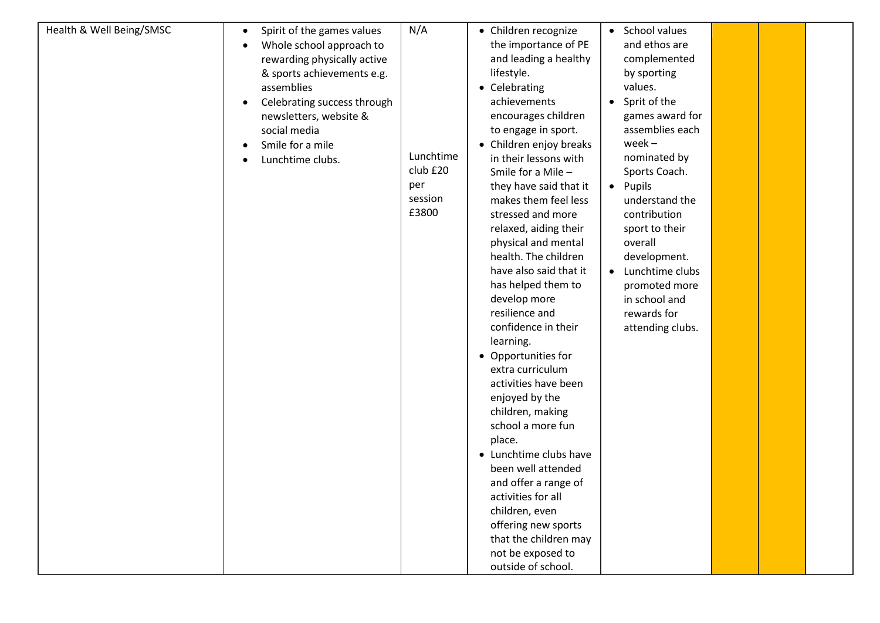| Health & Well Being/SMSC | • Spirit of the games values<br>• Whole school approach to rewarding physically active & sports achievements e.g. assemblies<br>• Celebrating success through newsletters, website & social media<br>• Smile for a mile<br>• Lunchtime clubs. | N/A<br><br>Lunchtime club £20 per session £3800 | • Children recognize the importance of PE and leading a healthy lifestyle.<br>• Celebrating achievements encourages children to engage in sport.<br>• Children enjoy breaks in their lessons with Smile for a Mile – they have said that it makes them feel less stressed and more relaxed, aiding their physical and mental health. The children have also said that it has helped them to develop more resilience and confidence in their learning.<br>• Opportunities for extra curriculum activities have been enjoyed by the children, making school a more fun place.<br>• Lunchtime clubs have been well attended and offer a range of activities for all children, even offering new sports that the children may not be exposed to outside of school. | • School values and ethos are complemented by sporting values.<br>• Sprit of the games award for assemblies each week – nominated by Sports Coach.<br>• Pupils understand the contribution sport to their overall development.<br>• Lunchtime clubs promoted more in school and rewards for attending clubs. | | | |
|---|---|---|---|---|---|---|---|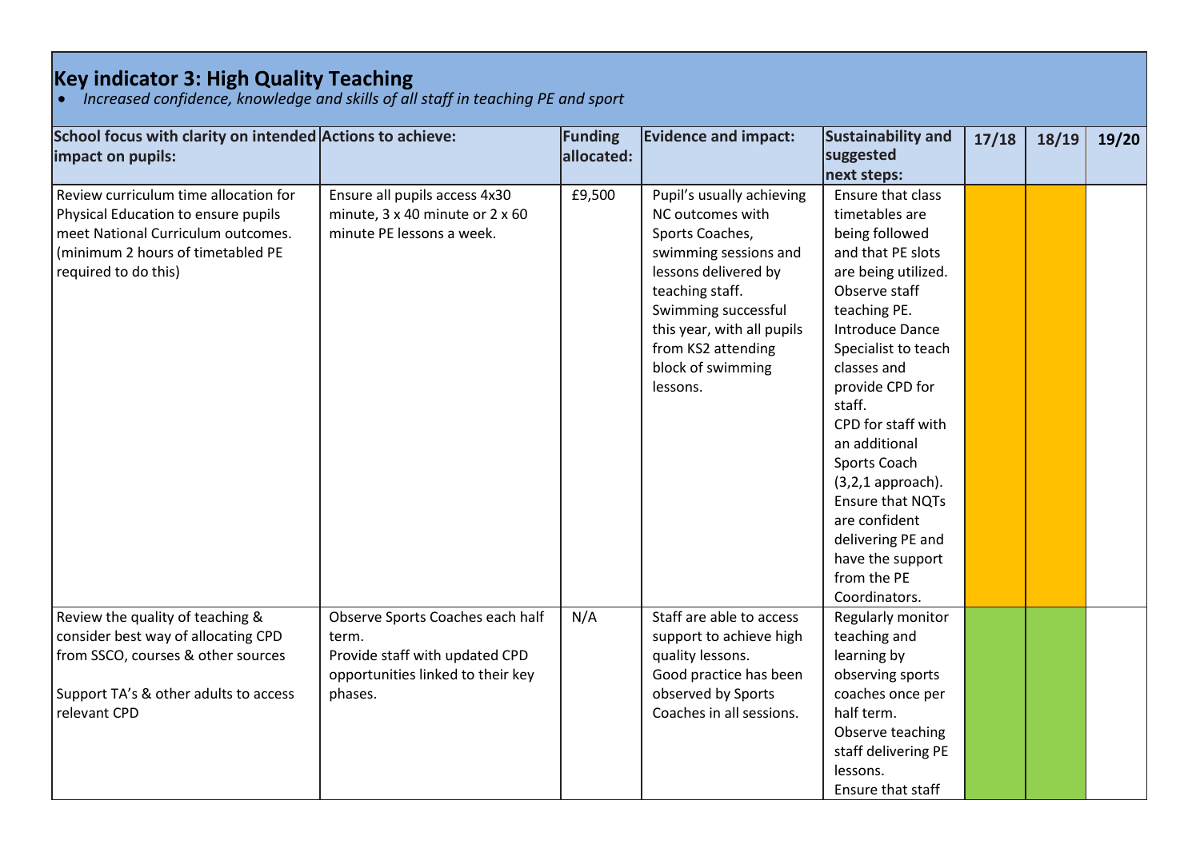## Key indicator 3: High Quality Teaching

- *Increased confidence, knowledge and skills of all staff in teaching PE and sport*

| School focus with clarity on intended impact on pupils: | Actions to achieve: | Funding allocated: | Evidence and impact: | Sustainability and suggested next steps: | 17/18 | 18/19 | 19/20 |
|---|---|---|---|---|---|---|---|
| Review curriculum time allocation for Physical Education to ensure pupils meet National Curriculum outcomes. (minimum 2 hours of timetabled PE required to do this) | Ensure all pupils access 4x30 minute, 3 x 40 minute or 2 x 60 minute PE lessons a week. | £9,500 | Pupil's usually achieving NC outcomes with Sports Coaches, swimming sessions and lessons delivered by teaching staff. Swimming successful this year, with all pupils from KS2 attending block of swimming lessons. | Ensure that class timetables are being followed and that PE slots are being utilized. Observe staff teaching PE. Introduce Dance Specialist to teach classes and provide CPD for staff. CPD for staff with an additional Sports Coach (3,2,1 approach). Ensure that NQTs are confident delivering PE and have the support from the PE Coordinators. | | | |
| Review the quality of teaching & consider best way of allocating CPD from SSCO, courses & other sources<br><br>Support TA's & other adults to access relevant CPD | Observe Sports Coaches each half term.<br>Provide staff with updated CPD opportunities linked to their key phases. | N/A | Staff are able to access support to achieve high quality lessons. Good practice has been observed by Sports Coaches in all sessions. | Regularly monitor teaching and learning by observing sports coaches once per half term. Observe teaching staff delivering PE lessons. Ensure that staff | | | |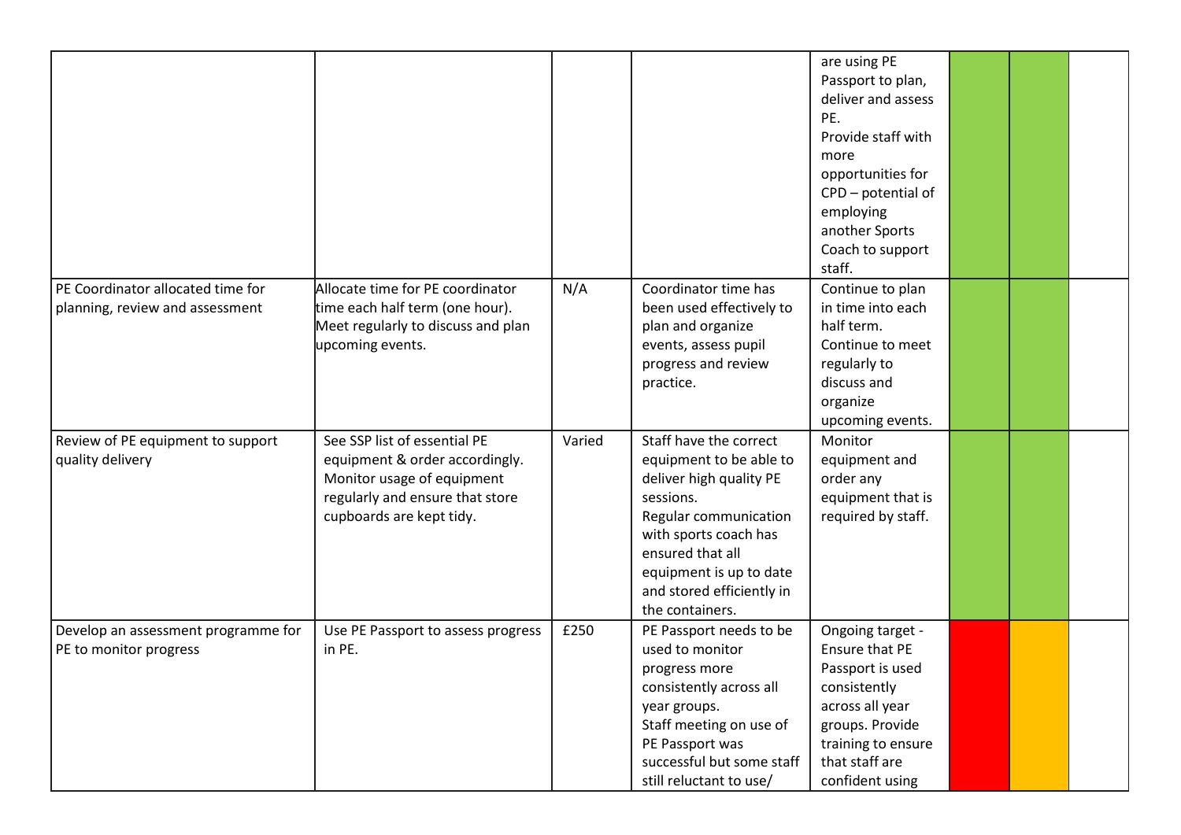| | | | | | | | |
|---|---|---|---|---|---|---|---|
| | | | | are using PE Passport to plan, deliver and assess PE. Provide staff with more opportunities for CPD – potential of employing another Sports Coach to support staff. | | | |
| PE Coordinator allocated time for planning, review and assessment | Allocate time for PE coordinator time each half term (one hour). Meet regularly to discuss and plan upcoming events. | N/A | Coordinator time has been used effectively to plan and organize events, assess pupil progress and review practice. | Continue to plan in time into each half term. Continue to meet regularly to discuss and organize upcoming events. | | | |
| Review of PE equipment to support quality delivery | See SSP list of essential PE equipment & order accordingly. Monitor usage of equipment regularly and ensure that store cupboards are kept tidy. | Varied | Staff have the correct equipment to be able to deliver high quality PE sessions. Regular communication with sports coach has ensured that all equipment is up to date and stored efficiently in the containers. | Monitor equipment and order any equipment that is required by staff. | | | |
| Develop an assessment programme for PE to monitor progress | Use PE Passport to assess progress in PE. | £250 | PE Passport needs to be used to monitor progress more consistently across all year groups. Staff meeting on use of PE Passport was successful but some staff still reluctant to use/ | Ongoing target - Ensure that PE Passport is used consistently across all year groups. Provide training to ensure that staff are confident using | | | |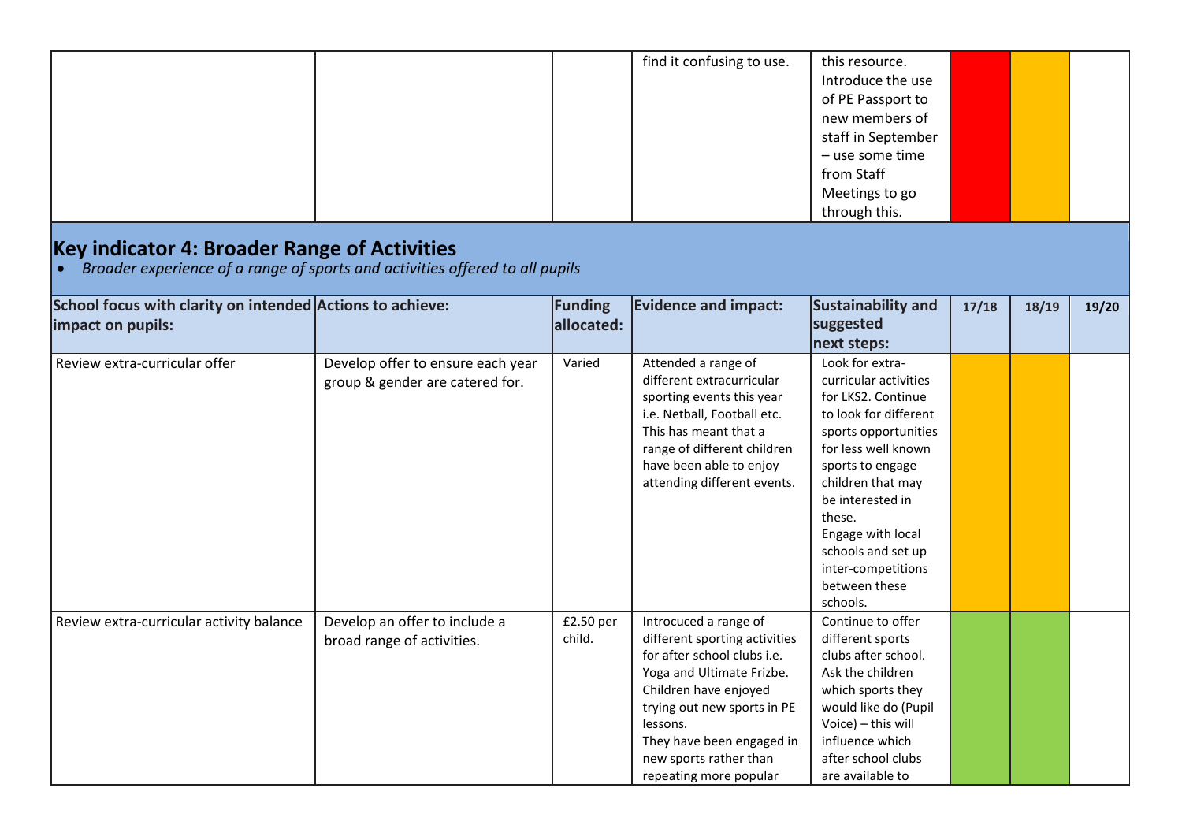| | | | find it confusing to use. | this resource. Introduce the use of PE Passport to new members of staff in September – use some time from Staff Meetings to go through this. | | | |
|---|---|---|---|---|---|---|---|

## Key indicator 4: Broader Range of Activities

- *Broader experience of a range of sports and activities offered to all pupils*

| School focus with clarity on intended impact on pupils: | Actions to achieve: | Funding allocated: | Evidence and impact: | Sustainability and suggested next steps: | 17/18 | 18/19 | 19/20 |
|---|---|---|---|---|---|---|---|
| Review extra-curricular offer | Develop offer to ensure each year group & gender are catered for. | Varied | Attended a range of different extracurricular sporting events this year i.e. Netball, Football etc. This has meant that a range of different children have been able to enjoy attending different events. | Look for extra-curricular activities for LKS2. Continue to look for different sports opportunities for less well known sports to engage children that may be interested in these. Engage with local schools and set up inter-competitions between these schools. | | | |
| Review extra-curricular activity balance | Develop an offer to include a broad range of activities. | £2.50 per child. | Introcuced a range of different sporting activities for after school clubs i.e. Yoga and Ultimate Frizbe. Children have enjoyed trying out new sports in PE lessons. They have been engaged in new sports rather than repeating more popular | Continue to offer different sports clubs after school. Ask the children which sports they would like do (Pupil Voice) – this will influence which after school clubs are available to | | | |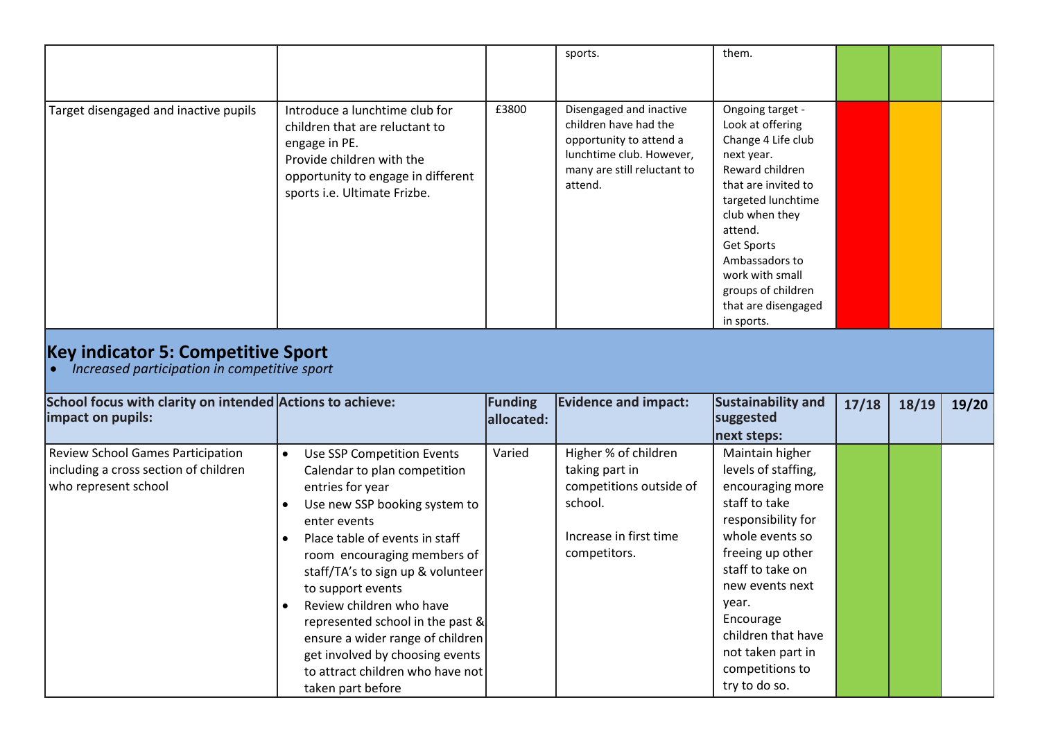| | | | sports. | them. | | | |
|---|---|---|---|---|---|---|---|
| Target disengaged and inactive pupils | Introduce a lunchtime club for children that are reluctant to engage in PE.<br>Provide children with the opportunity to engage in different sports i.e. Ultimate Frizbe. | £3800 | Disengaged and inactive children have had the opportunity to attend a lunchtime club. However, many are still reluctant to attend. | Ongoing target - Look at offering Change 4 Life club next year.<br>Reward children that are invited to targeted lunchtime club when they attend.<br>Get Sports Ambassadors to work with small groups of children that are disengaged in sports. | | | |

## Key indicator 5: Competitive Sport

- *Increased participation in competitive sport*

| School focus with clarity on intended impact on pupils: | Actions to achieve: | Funding allocated: | Evidence and impact: | Sustainability and suggested next steps: | 17/18 | 18/19 | 19/20 |
|---|---|---|---|---|---|---|---|
| Review School Games Participation including a cross section of children who represent school | • Use SSP Competition Events Calendar to plan competition entries for year<br>• Use new SSP booking system to enter events<br>• Place table of events in staff room encouraging members of staff/TA's to sign up & volunteer to support events<br>• Review children who have represented school in the past & ensure a wider range of children get involved by choosing events to attract children who have not taken part before | Varied | Higher % of children taking part in competitions outside of school.<br><br>Increase in first time competitors. | Maintain higher levels of staffing, encouraging more staff to take responsibility for whole events so freeing up other staff to take on new events next year.<br>Encourage children that have not taken part in competitions to try to do so. | | | |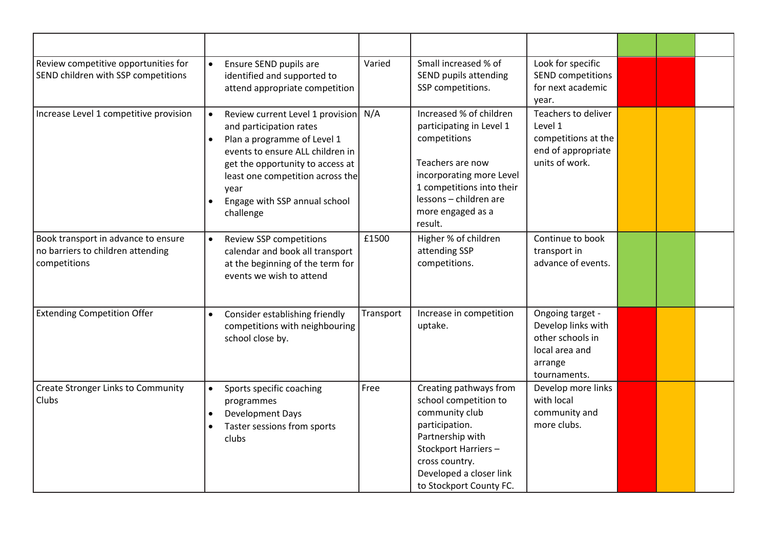| | | | | | | | |
|---|---|---|---|---|---|---|---|
| Review competitive opportunities for SEND children with SSP competitions | • Ensure SEND pupils are identified and supported to attend appropriate competition | Varied | Small increased % of SEND pupils attending SSP competitions. | Look for specific SEND competitions for next academic year. | | | |
| Increase Level 1 competitive provision | • Review current Level 1 provision and participation rates<br>• Plan a programme of Level 1 events to ensure ALL children in get the opportunity to access at least one competition across the year<br>• Engage with SSP annual school challenge | N/A | Increased % of children participating in Level 1 competitions<br><br>Teachers are now incorporating more Level 1 competitions into their lessons – children are more engaged as a result. | Teachers to deliver Level 1 competitions at the end of appropriate units of work. | | | |
| Book transport in advance to ensure no barriers to children attending competitions | • Review SSP competitions calendar and book all transport at the beginning of the term for events we wish to attend | £1500 | Higher % of children attending SSP competitions. | Continue to book transport in advance of events. | | | |
| Extending Competition Offer | • Consider establishing friendly competitions with neighbouring school close by. | Transport | Increase in competition uptake. | Ongoing target - Develop links with other schools in local area and arrange tournaments. | | | |
| Create Stronger Links to Community Clubs | • Sports specific coaching programmes<br>• Development Days<br>• Taster sessions from sports clubs | Free | Creating pathways from school competition to community club participation.<br>Partnership with Stockport Harriers – cross country.<br>Developed a closer link to Stockport County FC. | Develop more links with local community and more clubs. | | | |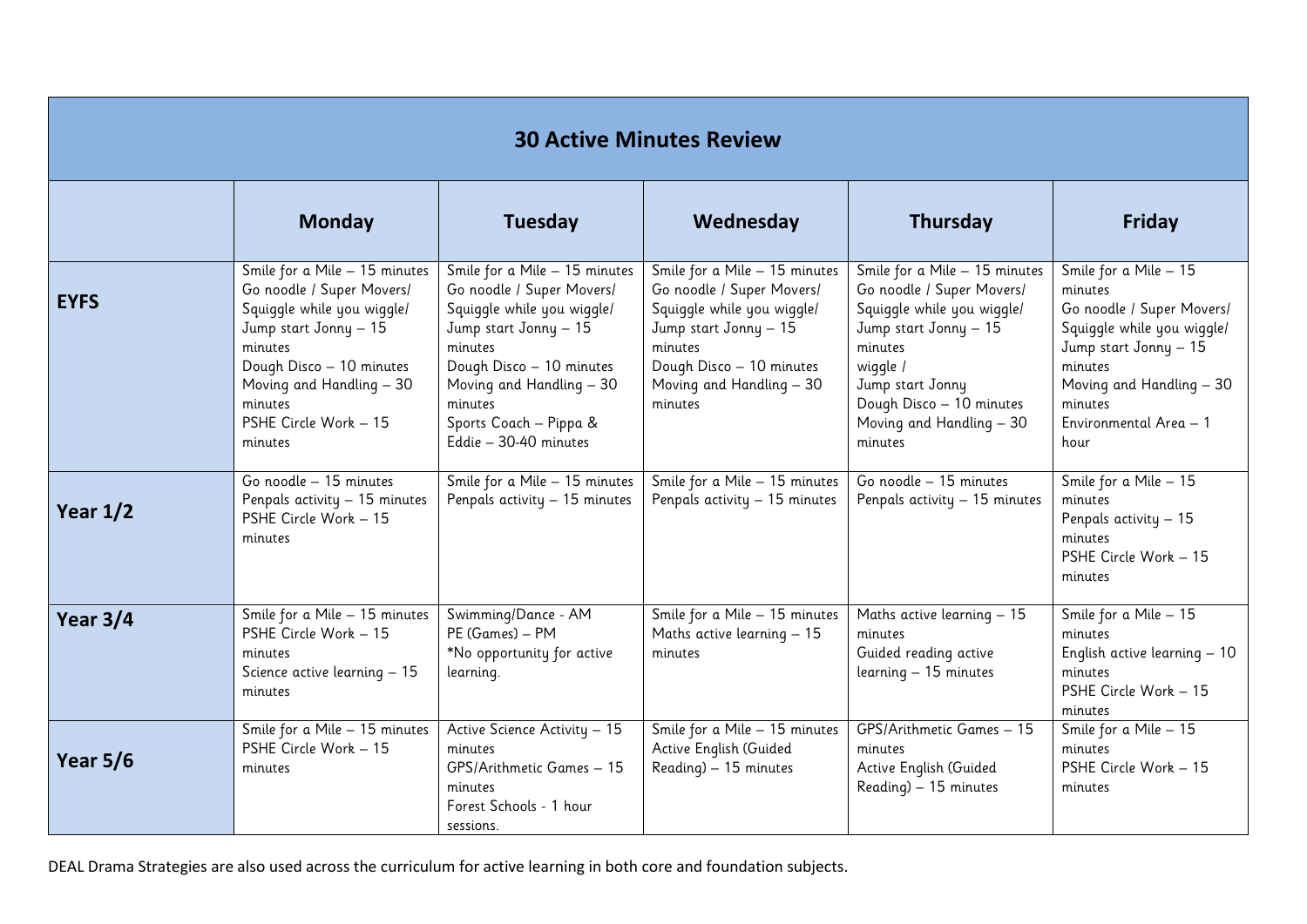| 30 Active Minutes Review | | | | | |
|---|---|---|---|---|---|
| | **Monday** | **Tuesday** | **Wednesday** | **Thursday** | **Friday** |
| **EYFS** | Smile for a Mile – 15 minutes<br>Go noodle / Super Movers/ Squiggle while you wiggle/ Jump start Jonny – 15 minutes<br>Dough Disco – 10 minutes<br>Moving and Handling – 30 minutes<br>PSHE Circle Work – 15 minutes | Smile for a Mile – 15 minutes<br>Go noodle / Super Movers/ Squiggle while you wiggle/ Jump start Jonny – 15 minutes<br>Dough Disco – 10 minutes<br>Moving and Handling – 30 minutes<br>Sports Coach – Pippa & Eddie – 30-40 minutes | Smile for a Mile – 15 minutes<br>Go noodle / Super Movers/ Squiggle while you wiggle/ Jump start Jonny – 15 minutes<br>Dough Disco – 10 minutes<br>Moving and Handling – 30 minutes | Smile for a Mile – 15 minutes<br>Go noodle / Super Movers/ Squiggle while you wiggle/ Jump start Jonny – 15 minutes<br>wiggle /<br>Jump start Jonny<br>Dough Disco – 10 minutes<br>Moving and Handling – 30 minutes | Smile for a Mile – 15 minutes<br>Go noodle / Super Movers/ Squiggle while you wiggle/ Jump start Jonny – 15 minutes<br>Moving and Handling – 30 minutes<br>Environmental Area – 1 hour |
| **Year 1/2** | Go noodle – 15 minutes<br>Penpals activity – 15 minutes<br>PSHE Circle Work – 15 minutes | Smile for a Mile – 15 minutes<br>Penpals activity – 15 minutes | Smile for a Mile – 15 minutes<br>Penpals activity – 15 minutes | Go noodle – 15 minutes<br>Penpals activity – 15 minutes | Smile for a Mile – 15 minutes<br>Penpals activity – 15 minutes<br>PSHE Circle Work – 15 minutes |
| **Year 3/4** | Smile for a Mile – 15 minutes<br>PSHE Circle Work – 15 minutes<br>Science active learning – 15 minutes | Swimming/Dance - AM<br>PE (Games) – PM<br>*No opportunity for active learning. | Smile for a Mile – 15 minutes<br>Maths active learning – 15 minutes | Maths active learning – 15 minutes<br>Guided reading active learning – 15 minutes | Smile for a Mile – 15 minutes<br>English active learning – 10 minutes<br>PSHE Circle Work – 15 minutes |
| **Year 5/6** | Smile for a Mile – 15 minutes<br>PSHE Circle Work – 15 minutes | Active Science Activity – 15 minutes<br>GPS/Arithmetic Games – 15 minutes<br>Forest Schools - 1 hour sessions. | Smile for a Mile – 15 minutes<br>Active English (Guided Reading) – 15 minutes | GPS/Arithmetic Games – 15 minutes<br>Active English (Guided Reading) – 15 minutes | Smile for a Mile – 15 minutes<br>PSHE Circle Work – 15 minutes |

DEAL Drama Strategies are also used across the curriculum for active learning in both core and foundation subjects.